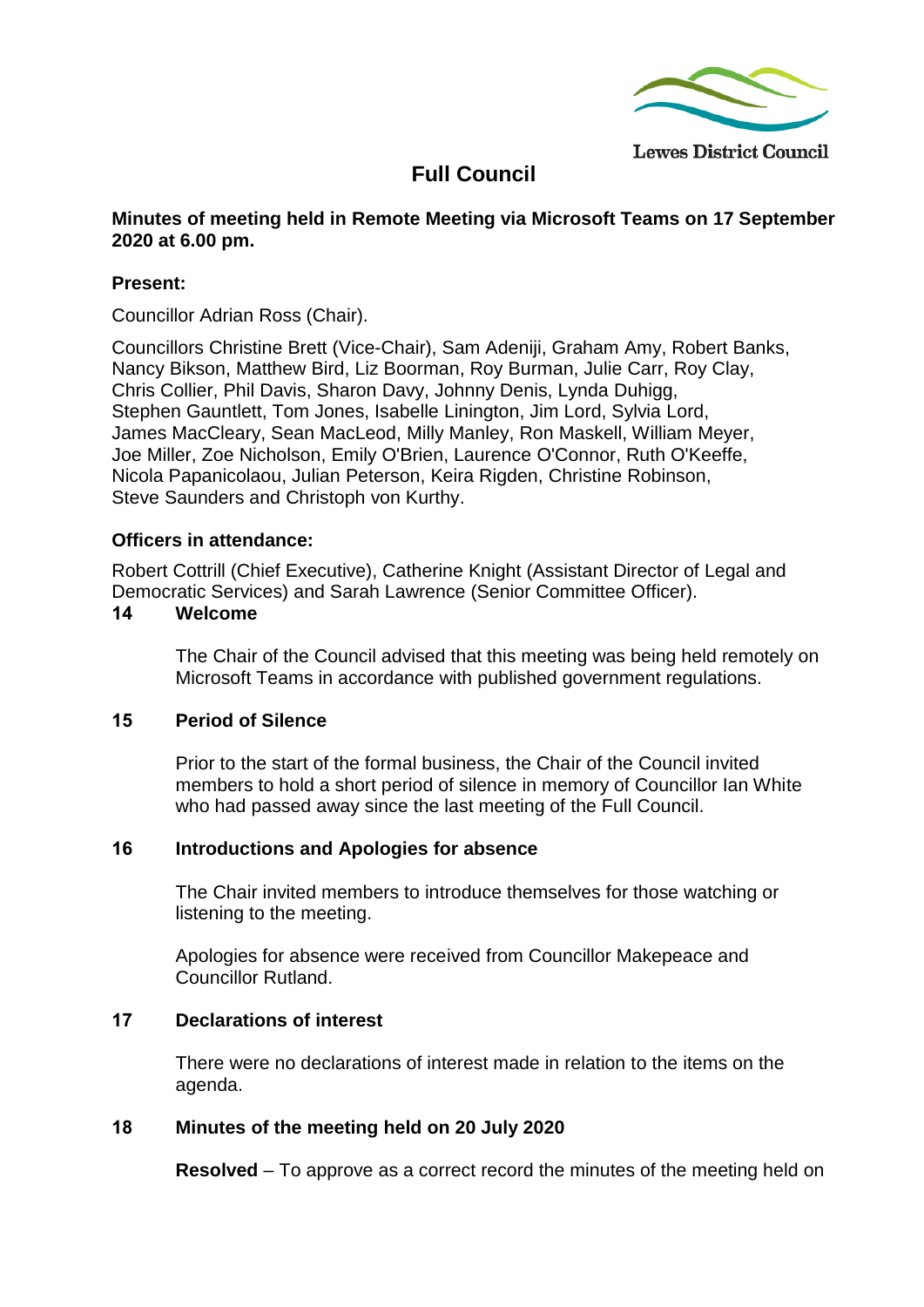Lewes District Council

# Full Council

**Minutes of meeting held in Remote Meeting via Microsoft Teams on 17 September 2020 at 6.00 pm.**

**Present:**

Councillor Adrian Ross (Chair).

Councillors Christine Brett (Vice-Chair), Sam Adeniji, Graham Amy, Robert Banks, Nancy Bikson, Matthew Bird, Liz Boorman, Roy Burman, Julie Carr, Roy Clay, Chris Collier, Phil Davis, Sharon Davy, Johnny Denis, Lynda Duhigg, Stephen Gauntlett, Tom Jones, Isabelle Linington, Jim Lord, Sylvia Lord, James MacCleary, Sean MacLeod, Milly Manley, Ron Maskell, William Meyer, Joe Miller, Zoe Nicholson, Emily O'Brien, Laurence O'Connor, Ruth O'Keeffe, Nicola Papanicolaou, Julian Peterson, Keira Rigden, Christine Robinson, Steve Saunders and Christoph von Kurthy.

**Officers in attendance:**

Robert Cottrill (Chief Executive), Catherine Knight (Assistant Director of Legal and Democratic Services) and Sarah Lawrence (Senior Committee Officer).

## 14 Welcome

The Chair of the Council advised that this meeting was being held remotely on Microsoft Teams in accordance with published government regulations.

## 15 Period of Silence

Prior to the start of the formal business, the Chair of the Council invited members to hold a short period of silence in memory of Councillor Ian White who had passed away since the last meeting of the Full Council.

## 16 Introductions and Apologies for absence

The Chair invited members to introduce themselves for those watching or listening to the meeting.

Apologies for absence were received from Councillor Makepeace and Councillor Rutland.

## 17 Declarations of interest

There were no declarations of interest made in relation to the items on the agenda.

## 18 Minutes of the meeting held on 20 July 2020

**Resolved** – To approve as a correct record the minutes of the meeting held on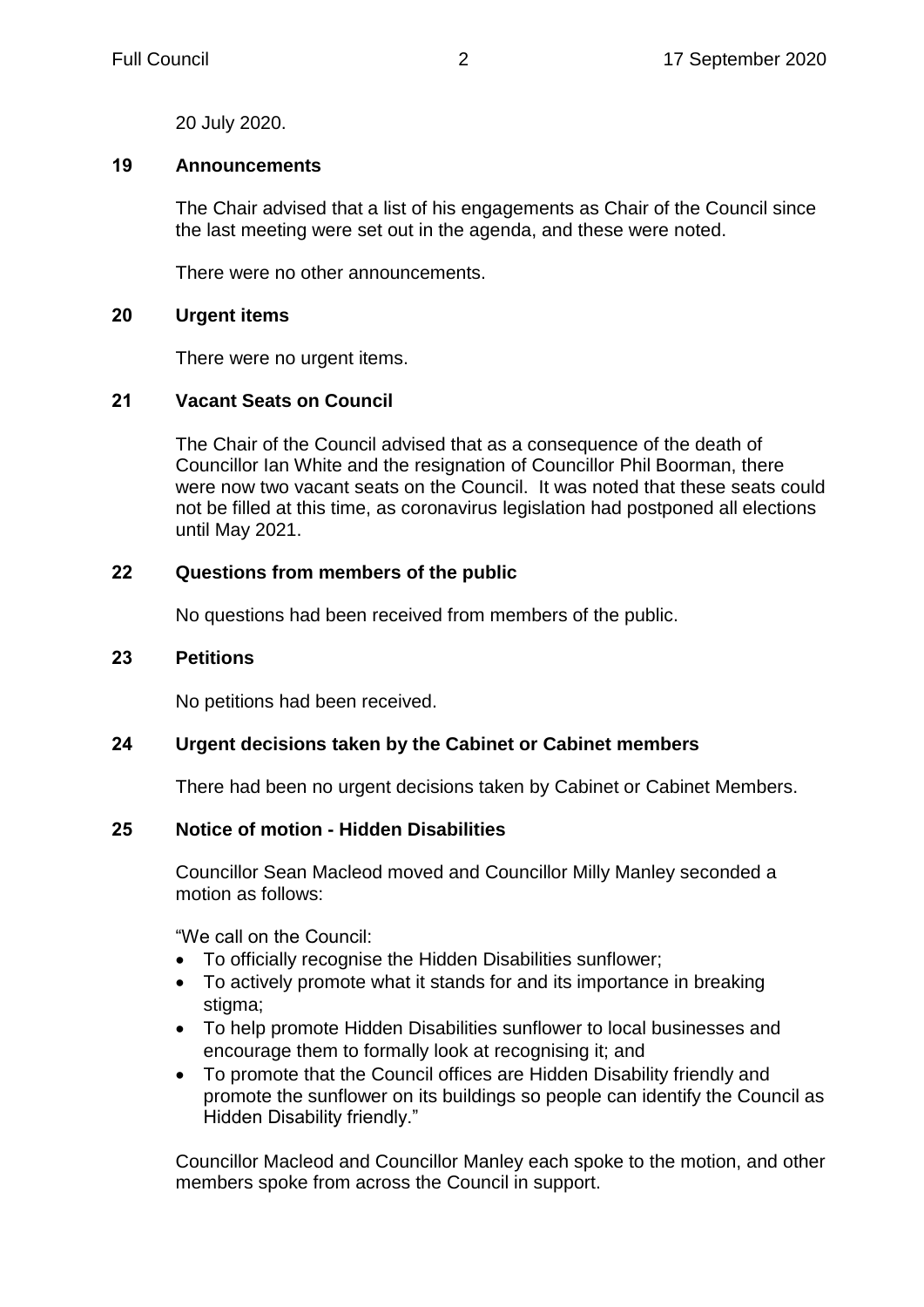20 July 2020.

## 19 Announcements

The Chair advised that a list of his engagements as Chair of the Council since the last meeting were set out in the agenda, and these were noted.

There were no other announcements.

## 20 Urgent items

There were no urgent items.

## 21 Vacant Seats on Council

The Chair of the Council advised that as a consequence of the death of Councillor Ian White and the resignation of Councillor Phil Boorman, there were now two vacant seats on the Council. It was noted that these seats could not be filled at this time, as coronavirus legislation had postponed all elections until May 2021.

## 22 Questions from members of the public

No questions had been received from members of the public.

## 23 Petitions

No petitions had been received.

## 24 Urgent decisions taken by the Cabinet or Cabinet members

There had been no urgent decisions taken by Cabinet or Cabinet Members.

## 25 Notice of motion - Hidden Disabilities

Councillor Sean Macleod moved and Councillor Milly Manley seconded a motion as follows:

"We call on the Council:

- To officially recognise the Hidden Disabilities sunflower;
- To actively promote what it stands for and its importance in breaking stigma;
- To help promote Hidden Disabilities sunflower to local businesses and encourage them to formally look at recognising it; and
- To promote that the Council offices are Hidden Disability friendly and promote the sunflower on its buildings so people can identify the Council as Hidden Disability friendly."

Councillor Macleod and Councillor Manley each spoke to the motion, and other members spoke from across the Council in support.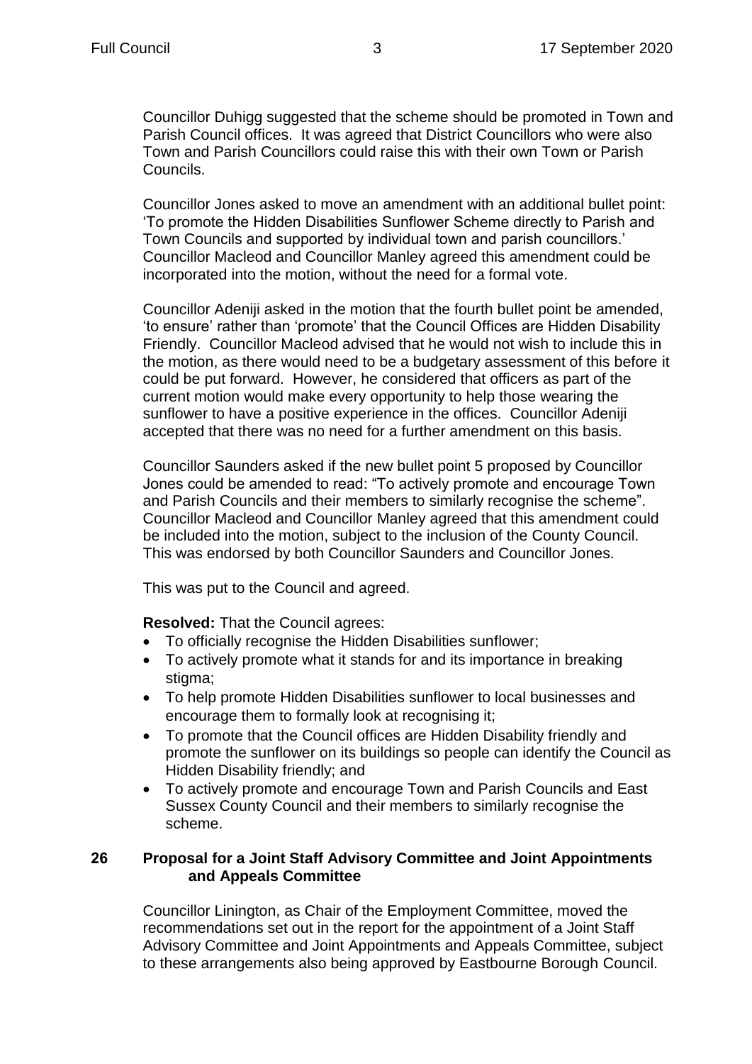Councillor Duhigg suggested that the scheme should be promoted in Town and Parish Council offices. It was agreed that District Councillors who were also Town and Parish Councillors could raise this with their own Town or Parish Councils.

Councillor Jones asked to move an amendment with an additional bullet point: 'To promote the Hidden Disabilities Sunflower Scheme directly to Parish and Town Councils and supported by individual town and parish councillors.' Councillor Macleod and Councillor Manley agreed this amendment could be incorporated into the motion, without the need for a formal vote.

Councillor Adeniji asked in the motion that the fourth bullet point be amended, 'to ensure' rather than 'promote' that the Council Offices are Hidden Disability Friendly. Councillor Macleod advised that he would not wish to include this in the motion, as there would need to be a budgetary assessment of this before it could be put forward. However, he considered that officers as part of the current motion would make every opportunity to help those wearing the sunflower to have a positive experience in the offices. Councillor Adeniji accepted that there was no need for a further amendment on this basis.

Councillor Saunders asked if the new bullet point 5 proposed by Councillor Jones could be amended to read: "To actively promote and encourage Town and Parish Councils and their members to similarly recognise the scheme". Councillor Macleod and Councillor Manley agreed that this amendment could be included into the motion, subject to the inclusion of the County Council. This was endorsed by both Councillor Saunders and Councillor Jones.

This was put to the Council and agreed.

**Resolved:** That the Council agrees:

- To officially recognise the Hidden Disabilities sunflower;
- To actively promote what it stands for and its importance in breaking stigma;
- To help promote Hidden Disabilities sunflower to local businesses and encourage them to formally look at recognising it;
- To promote that the Council offices are Hidden Disability friendly and promote the sunflower on its buildings so people can identify the Council as Hidden Disability friendly; and
- To actively promote and encourage Town and Parish Councils and East Sussex County Council and their members to similarly recognise the scheme.

## 26 Proposal for a Joint Staff Advisory Committee and Joint Appointments and Appeals Committee

Councillor Linington, as Chair of the Employment Committee, moved the recommendations set out in the report for the appointment of a Joint Staff Advisory Committee and Joint Appointments and Appeals Committee, subject to these arrangements also being approved by Eastbourne Borough Council.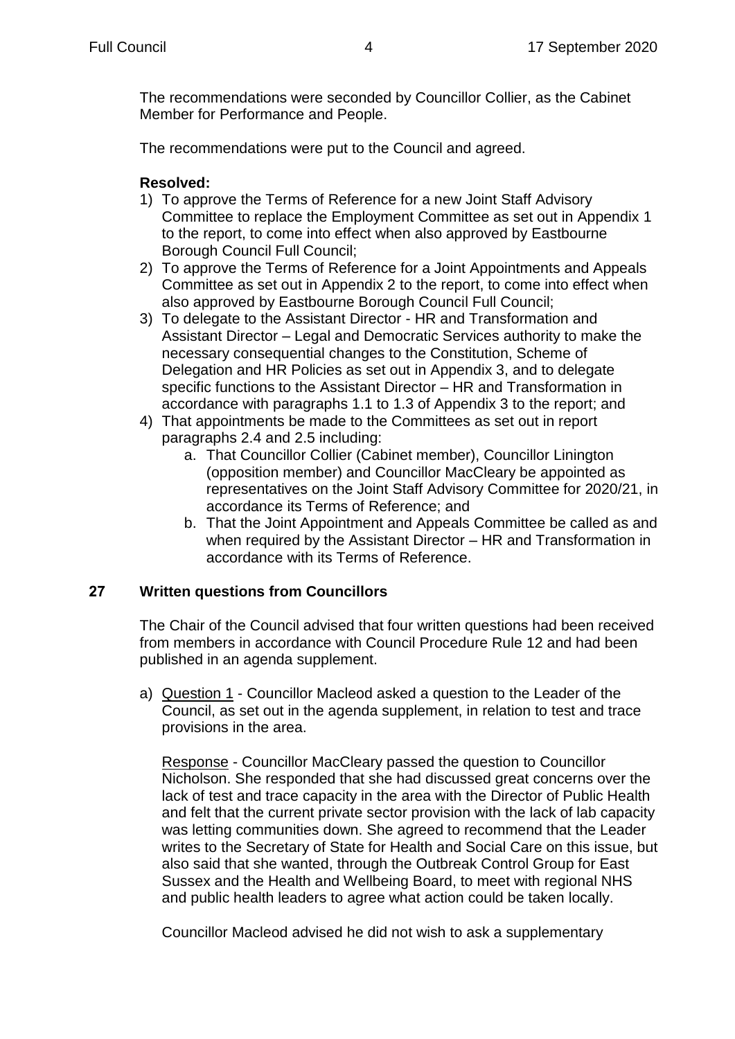The recommendations were seconded by Councillor Collier, as the Cabinet Member for Performance and People.

The recommendations were put to the Council and agreed.

**Resolved:**

1) To approve the Terms of Reference for a new Joint Staff Advisory Committee to replace the Employment Committee as set out in Appendix 1 to the report, to come into effect when also approved by Eastbourne Borough Council Full Council;
2) To approve the Terms of Reference for a Joint Appointments and Appeals Committee as set out in Appendix 2 to the report, to come into effect when also approved by Eastbourne Borough Council Full Council;
3) To delegate to the Assistant Director - HR and Transformation and Assistant Director – Legal and Democratic Services authority to make the necessary consequential changes to the Constitution, Scheme of Delegation and HR Policies as set out in Appendix 3, and to delegate specific functions to the Assistant Director – HR and Transformation in accordance with paragraphs 1.1 to 1.3 of Appendix 3 to the report; and
4) That appointments be made to the Committees as set out in report paragraphs 2.4 and 2.5 including:
    a. That Councillor Collier (Cabinet member), Councillor Linington (opposition member) and Councillor MacCleary be appointed as representatives on the Joint Staff Advisory Committee for 2020/21, in accordance its Terms of Reference; and
    b. That the Joint Appointment and Appeals Committee be called as and when required by the Assistant Director – HR and Transformation in accordance with its Terms of Reference.

## 27 Written questions from Councillors

The Chair of the Council advised that four written questions had been received from members in accordance with Council Procedure Rule 12 and had been published in an agenda supplement.

a) Question 1 - Councillor Macleod asked a question to the Leader of the Council, as set out in the agenda supplement, in relation to test and trace provisions in the area.

   Response - Councillor MacCleary passed the question to Councillor Nicholson. She responded that she had discussed great concerns over the lack of test and trace capacity in the area with the Director of Public Health and felt that the current private sector provision with the lack of lab capacity was letting communities down. She agreed to recommend that the Leader writes to the Secretary of State for Health and Social Care on this issue, but also said that she wanted, through the Outbreak Control Group for East Sussex and the Health and Wellbeing Board, to meet with regional NHS and public health leaders to agree what action could be taken locally.

   Councillor Macleod advised he did not wish to ask a supplementary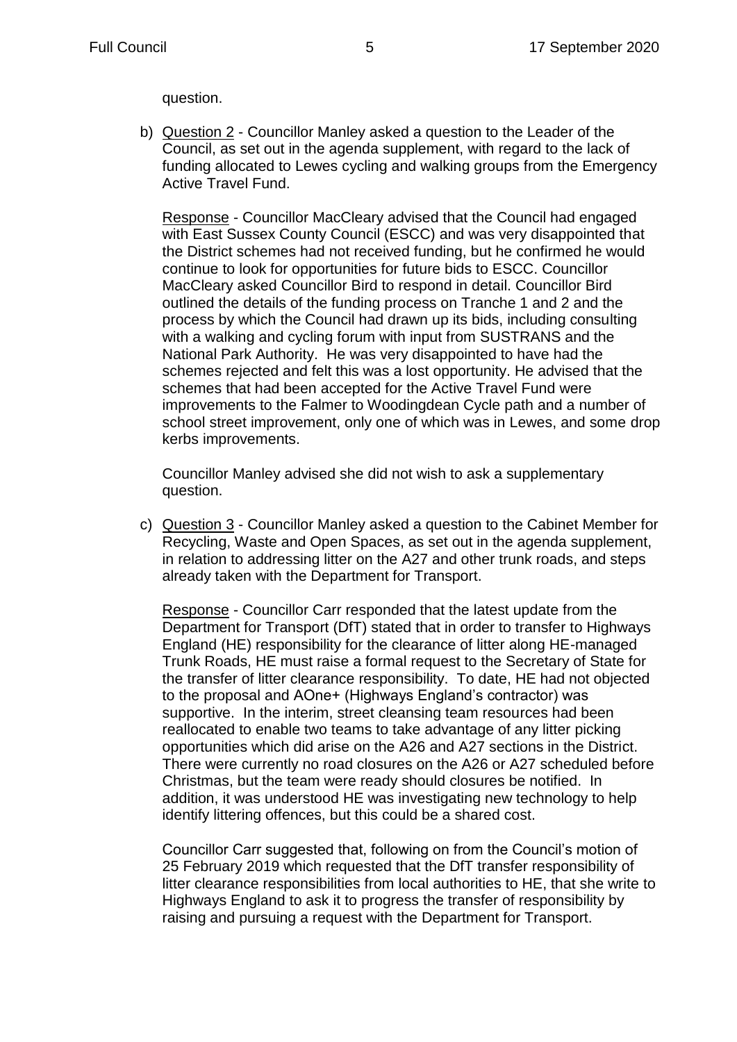question.

b) <u>Question 2</u> - Councillor Manley asked a question to the Leader of the Council, as set out in the agenda supplement, with regard to the lack of funding allocated to Lewes cycling and walking groups from the Emergency Active Travel Fund.

   <u>Response</u> - Councillor MacCleary advised that the Council had engaged with East Sussex County Council (ESCC) and was very disappointed that the District schemes had not received funding, but he confirmed he would continue to look for opportunities for future bids to ESCC. Councillor MacCleary asked Councillor Bird to respond in detail. Councillor Bird outlined the details of the funding process on Tranche 1 and 2 and the process by which the Council had drawn up its bids, including consulting with a walking and cycling forum with input from SUSTRANS and the National Park Authority. He was very disappointed to have had the schemes rejected and felt this was a lost opportunity. He advised that the schemes that had been accepted for the Active Travel Fund were improvements to the Falmer to Woodingdean Cycle path and a number of school street improvement, only one of which was in Lewes, and some drop kerbs improvements.

   Councillor Manley advised she did not wish to ask a supplementary question.

c) <u>Question 3</u> - Councillor Manley asked a question to the Cabinet Member for Recycling, Waste and Open Spaces, as set out in the agenda supplement, in relation to addressing litter on the A27 and other trunk roads, and steps already taken with the Department for Transport.

   <u>Response</u> - Councillor Carr responded that the latest update from the Department for Transport (DfT) stated that in order to transfer to Highways England (HE) responsibility for the clearance of litter along HE-managed Trunk Roads, HE must raise a formal request to the Secretary of State for the transfer of litter clearance responsibility. To date, HE had not objected to the proposal and AOne+ (Highways England's contractor) was supportive. In the interim, street cleansing team resources had been reallocated to enable two teams to take advantage of any litter picking opportunities which did arise on the A26 and A27 sections in the District. There were currently no road closures on the A26 or A27 scheduled before Christmas, but the team were ready should closures be notified. In addition, it was understood HE was investigating new technology to help identify littering offences, but this could be a shared cost.

   Councillor Carr suggested that, following on from the Council's motion of 25 February 2019 which requested that the DfT transfer responsibility of litter clearance responsibilities from local authorities to HE, that she write to Highways England to ask it to progress the transfer of responsibility by raising and pursuing a request with the Department for Transport.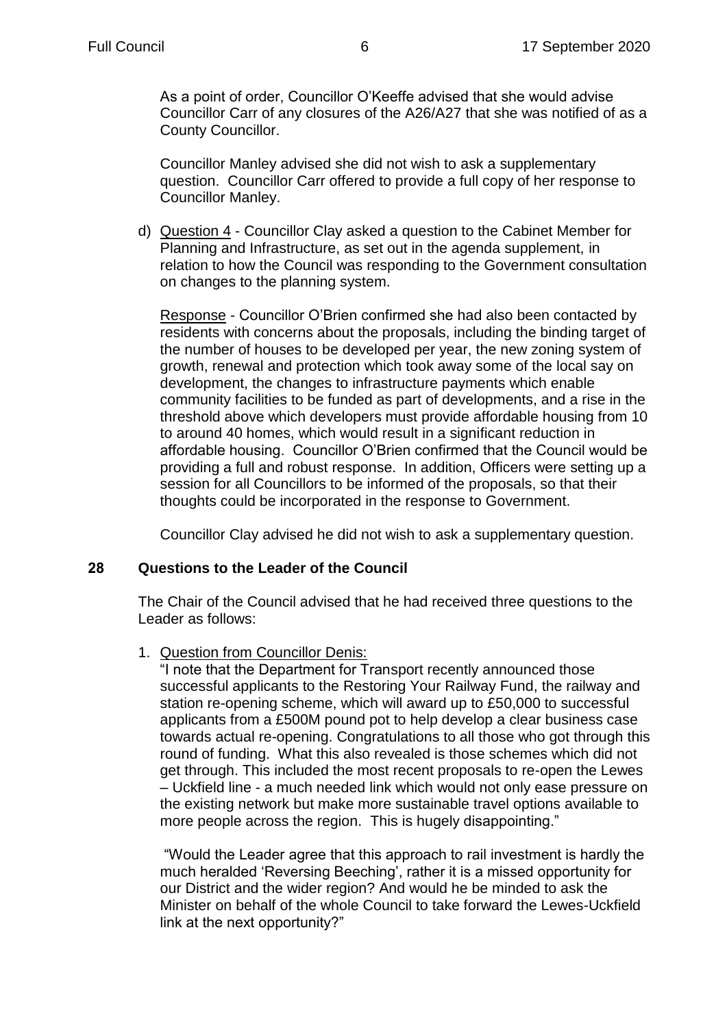As a point of order, Councillor O'Keeffe advised that she would advise Councillor Carr of any closures of the A26/A27 that she was notified of as a County Councillor.

Councillor Manley advised she did not wish to ask a supplementary question. Councillor Carr offered to provide a full copy of her response to Councillor Manley.

d) Question 4 - Councillor Clay asked a question to the Cabinet Member for Planning and Infrastructure, as set out in the agenda supplement, in relation to how the Council was responding to the Government consultation on changes to the planning system.

   Response - Councillor O'Brien confirmed she had also been contacted by residents with concerns about the proposals, including the binding target of the number of houses to be developed per year, the new zoning system of growth, renewal and protection which took away some of the local say on development, the changes to infrastructure payments which enable community facilities to be funded as part of developments, and a rise in the threshold above which developers must provide affordable housing from 10 to around 40 homes, which would result in a significant reduction in affordable housing. Councillor O'Brien confirmed that the Council would be providing a full and robust response. In addition, Officers were setting up a session for all Councillors to be informed of the proposals, so that their thoughts could be incorporated in the response to Government.

   Councillor Clay advised he did not wish to ask a supplementary question.

## 28 Questions to the Leader of the Council

The Chair of the Council advised that he had received three questions to the Leader as follows:

1. Question from Councillor Denis:

   "I note that the Department for Transport recently announced those successful applicants to the Restoring Your Railway Fund, the railway and station re-opening scheme, which will award up to £50,000 to successful applicants from a £500M pound pot to help develop a clear business case towards actual re-opening. Congratulations to all those who got through this round of funding. What this also revealed is those schemes which did not get through. This included the most recent proposals to re-open the Lewes – Uckfield line - a much needed link which would not only ease pressure on the existing network but make more sustainable travel options available to more people across the region. This is hugely disappointing."

   "Would the Leader agree that this approach to rail investment is hardly the much heralded 'Reversing Beeching', rather it is a missed opportunity for our District and the wider region? And would he be minded to ask the Minister on behalf of the whole Council to take forward the Lewes-Uckfield link at the next opportunity?"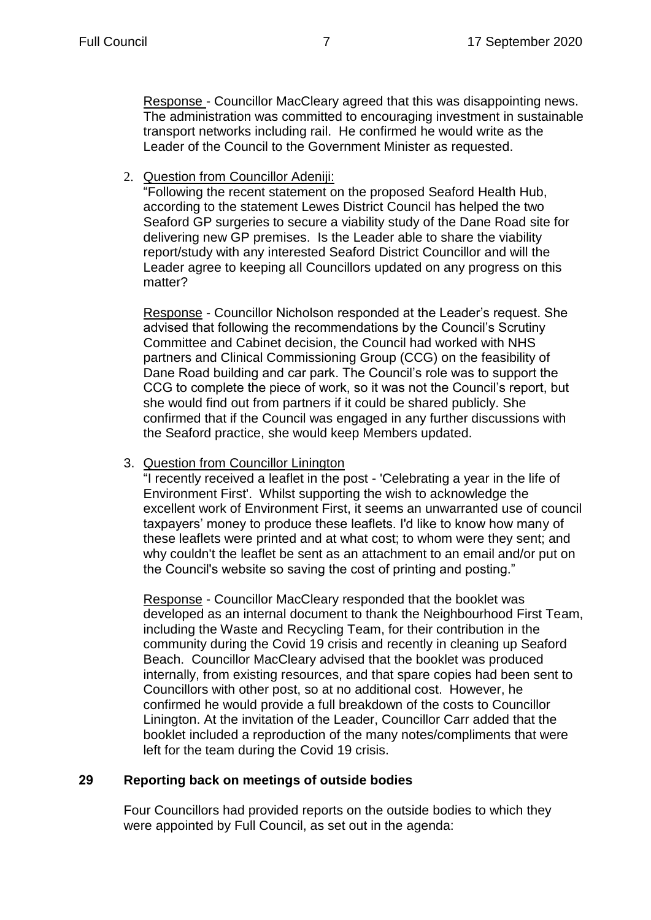Response - Councillor MacCleary agreed that this was disappointing news. The administration was committed to encouraging investment in sustainable transport networks including rail. He confirmed he would write as the Leader of the Council to the Government Minister as requested.

2. Question from Councillor Adeniji:

   "Following the recent statement on the proposed Seaford Health Hub, according to the statement Lewes District Council has helped the two Seaford GP surgeries to secure a viability study of the Dane Road site for delivering new GP premises. Is the Leader able to share the viability report/study with any interested Seaford District Councillor and will the Leader agree to keeping all Councillors updated on any progress on this matter?

   Response - Councillor Nicholson responded at the Leader's request. She advised that following the recommendations by the Council's Scrutiny Committee and Cabinet decision, the Council had worked with NHS partners and Clinical Commissioning Group (CCG) on the feasibility of Dane Road building and car park. The Council's role was to support the CCG to complete the piece of work, so it was not the Council's report, but she would find out from partners if it could be shared publicly. She confirmed that if the Council was engaged in any further discussions with the Seaford practice, she would keep Members updated.

3. Question from Councillor Linington

   "I recently received a leaflet in the post - 'Celebrating a year in the life of Environment First'. Whilst supporting the wish to acknowledge the excellent work of Environment First, it seems an unwarranted use of council taxpayers' money to produce these leaflets. I'd like to know how many of these leaflets were printed and at what cost; to whom were they sent; and why couldn't the leaflet be sent as an attachment to an email and/or put on the Council's website so saving the cost of printing and posting."

   Response - Councillor MacCleary responded that the booklet was developed as an internal document to thank the Neighbourhood First Team, including the Waste and Recycling Team, for their contribution in the community during the Covid 19 crisis and recently in cleaning up Seaford Beach. Councillor MacCleary advised that the booklet was produced internally, from existing resources, and that spare copies had been sent to Councillors with other post, so at no additional cost. However, he confirmed he would provide a full breakdown of the costs to Councillor Linington. At the invitation of the Leader, Councillor Carr added that the booklet included a reproduction of the many notes/compliments that were left for the team during the Covid 19 crisis.

## 29 Reporting back on meetings of outside bodies

Four Councillors had provided reports on the outside bodies to which they were appointed by Full Council, as set out in the agenda: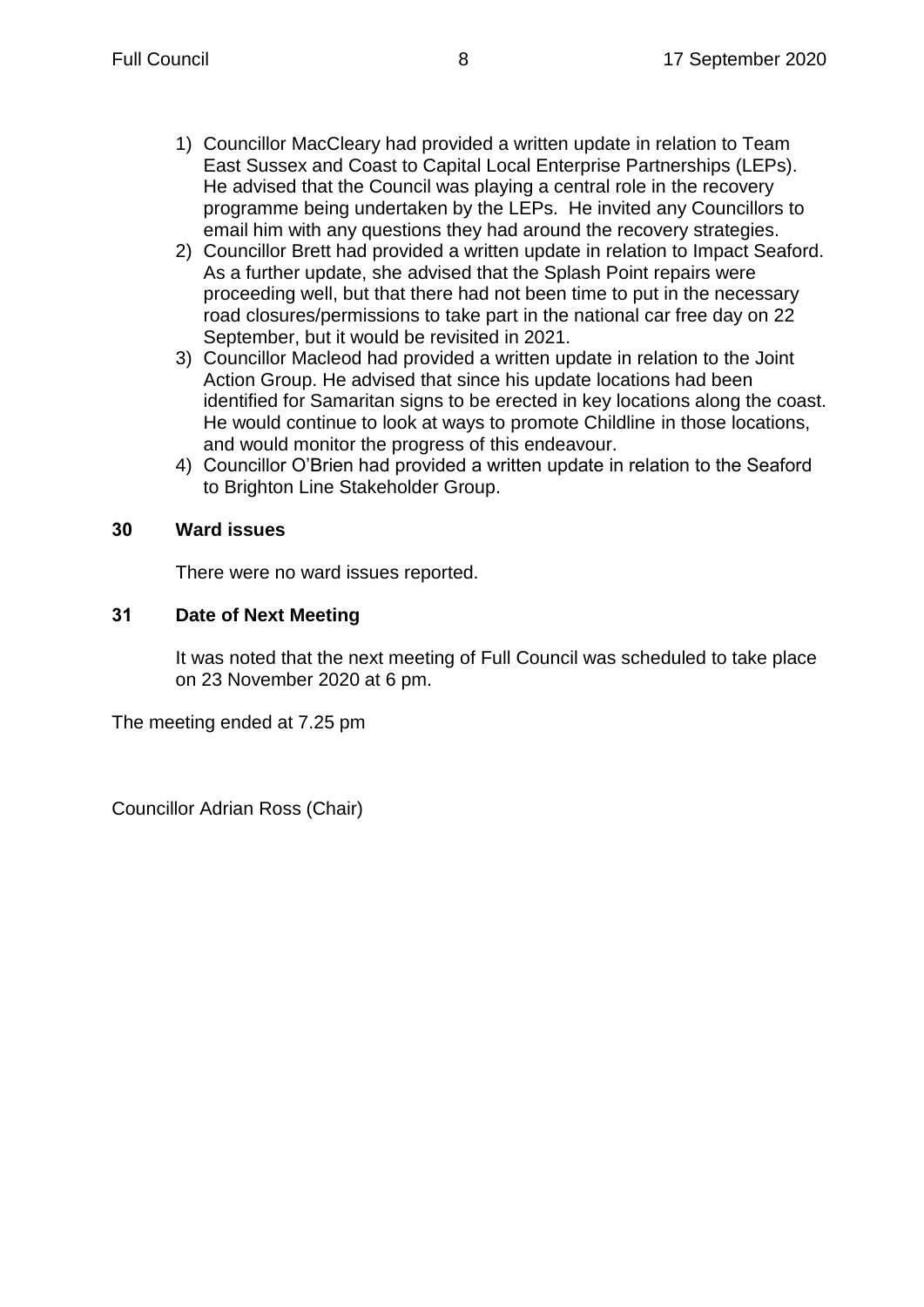1) Councillor MacCleary had provided a written update in relation to Team East Sussex and Coast to Capital Local Enterprise Partnerships (LEPs). He advised that the Council was playing a central role in the recovery programme being undertaken by the LEPs. He invited any Councillors to email him with any questions they had around the recovery strategies.
2) Councillor Brett had provided a written update in relation to Impact Seaford. As a further update, she advised that the Splash Point repairs were proceeding well, but that there had not been time to put in the necessary road closures/permissions to take part in the national car free day on 22 September, but it would be revisited in 2021.
3) Councillor Macleod had provided a written update in relation to the Joint Action Group. He advised that since his update locations had been identified for Samaritan signs to be erected in key locations along the coast. He would continue to look at ways to promote Childline in those locations, and would monitor the progress of this endeavour.
4) Councillor O'Brien had provided a written update in relation to the Seaford to Brighton Line Stakeholder Group.

## 30 Ward issues

There were no ward issues reported.

## 31 Date of Next Meeting

It was noted that the next meeting of Full Council was scheduled to take place on 23 November 2020 at 6 pm.

The meeting ended at 7.25 pm

Councillor Adrian Ross (Chair)